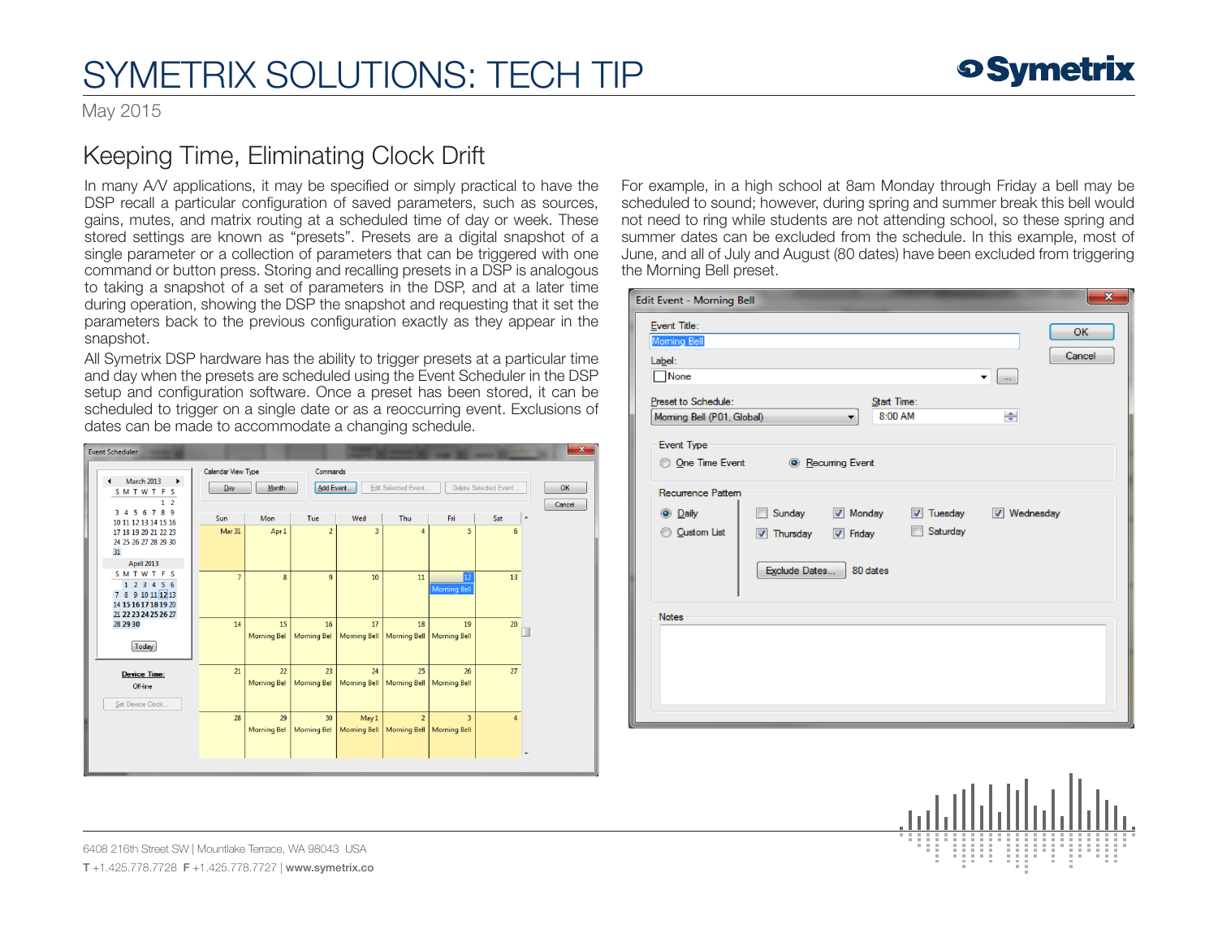# SYMETRIX SOLUTIONS: TECH TIP

May 2015

## Keeping Time, Eliminating Clock Drift

In many A/V applications, it may be specified or simply practical to have the DSP recall a particular configuration of saved parameters, such as sources, gains, mutes, and matrix routing at a scheduled time of day or week. These stored settings are known as "presets". Presets are a digital snapshot of a single parameter or a collection of parameters that can be triggered with one command or button press. Storing and recalling presets in a DSP is analogous to taking a snapshot of a set of parameters in the DSP, and at a later time during operation, showing the DSP the snapshot and requesting that it set the parameters back to the previous configuration exactly as they appear in the snapshot.

All Symetrix DSP hardware has the ability to trigger presets at a particular time and day when the presets are scheduled using the Event Scheduler in the DSP setup and configuration software. Once a preset has been stored, it can be scheduled to trigger on a single date or as a reoccurring event. Exclusions of dates can be made to accommodate a changing schedule.

For example, in a high school at 8am Monday through Friday a bell may be scheduled to sound; however, during spring and summer break this bell would not need to ring while students are not attending school, so these spring and summer dates can be excluded from the schedule. In this example, most of June, and all of July and August (80 dates) have been excluded from triggering the Morning Bell preset.

6408 216th Street SW | Mountlake Terrace, WA 98043 USA

T +1.425.778.7728 F +1.425.778.7727 | www.symetrix.co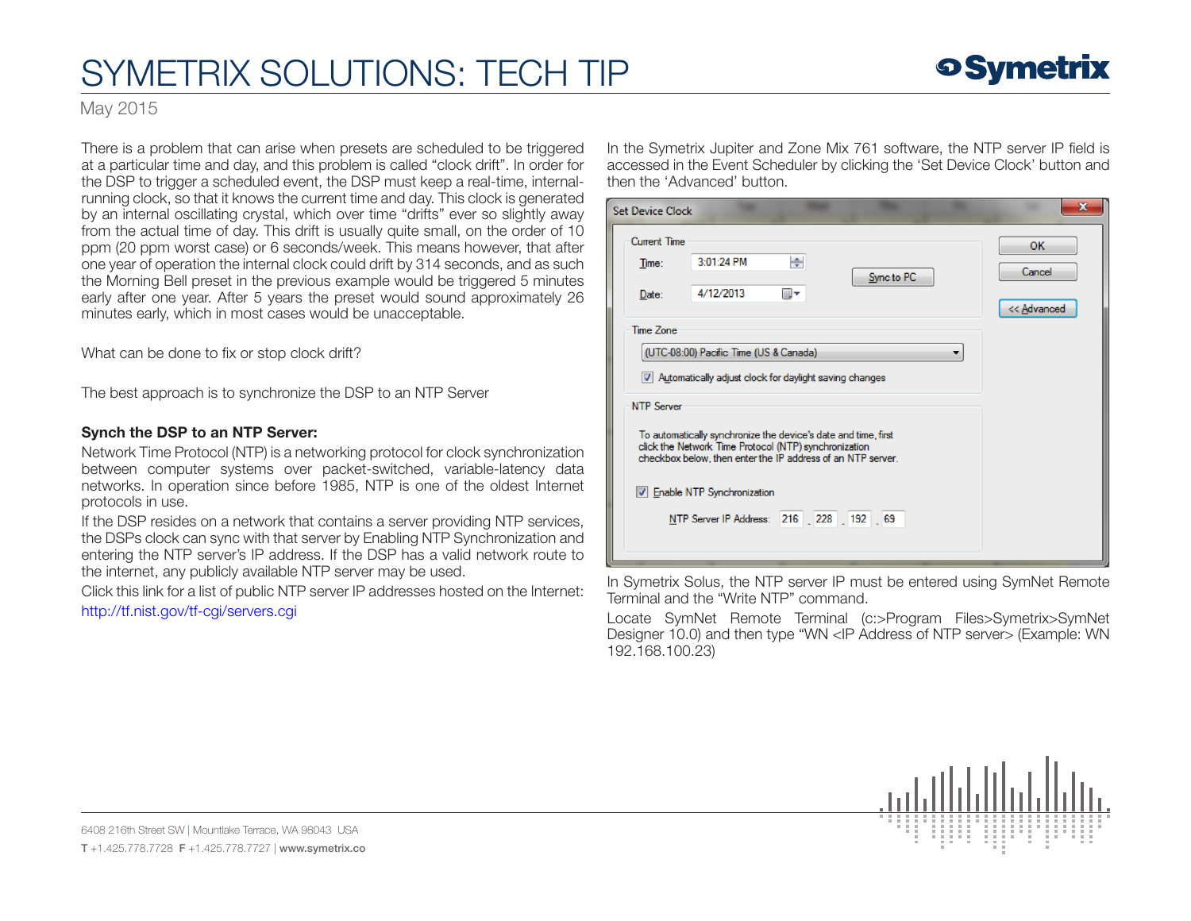# SYMETRIX SOLUTIONS: TECH TIP

May 2015

There is a problem that can arise when presets are scheduled to be triggered at a particular time and day, and this problem is called "clock drift". In order for the DSP to trigger a scheduled event, the DSP must keep a real-time, internal-running clock, so that it knows the current time and day. This clock is generated by an internal oscillating crystal, which over time "drifts" ever so slightly away from the actual time of day. This drift is usually quite small, on the order of 10 ppm (20 ppm worst case) or 6 seconds/week. This means however, that after one year of operation the internal clock could drift by 314 seconds, and as such the Morning Bell preset in the previous example would be triggered 5 minutes early after one year. After 5 years the preset would sound approximately 26 minutes early, which in most cases would be unacceptable.

What can be done to fix or stop clock drift?

The best approach is to synchronize the DSP to an NTP Server

**Synch the DSP to an NTP Server:**

Network Time Protocol (NTP) is a networking protocol for clock synchronization between computer systems over packet-switched, variable-latency data networks. In operation since before 1985, NTP is one of the oldest Internet protocols in use.

If the DSP resides on a network that contains a server providing NTP services, the DSPs clock can sync with that server by Enabling NTP Synchronization and entering the NTP server's IP address. If the DSP has a valid network route to the internet, any publicly available NTP server may be used.

Click this link for a list of public NTP server IP addresses hosted on the Internet:
http://tf.nist.gov/tf-cgi/servers.cgi

In the Symetrix Jupiter and Zone Mix 761 software, the NTP server IP field is accessed in the Event Scheduler by clicking the 'Set Device Clock' button and then the 'Advanced' button.

In Symetrix Solus, the NTP server IP must be entered using SymNet Remote Terminal and the "Write NTP" command.

Locate SymNet Remote Terminal (c:>Program Files>Symetrix>SymNet Designer 10.0) and then type "WN <IP Address of NTP server> (Example: WN 192.168.100.23)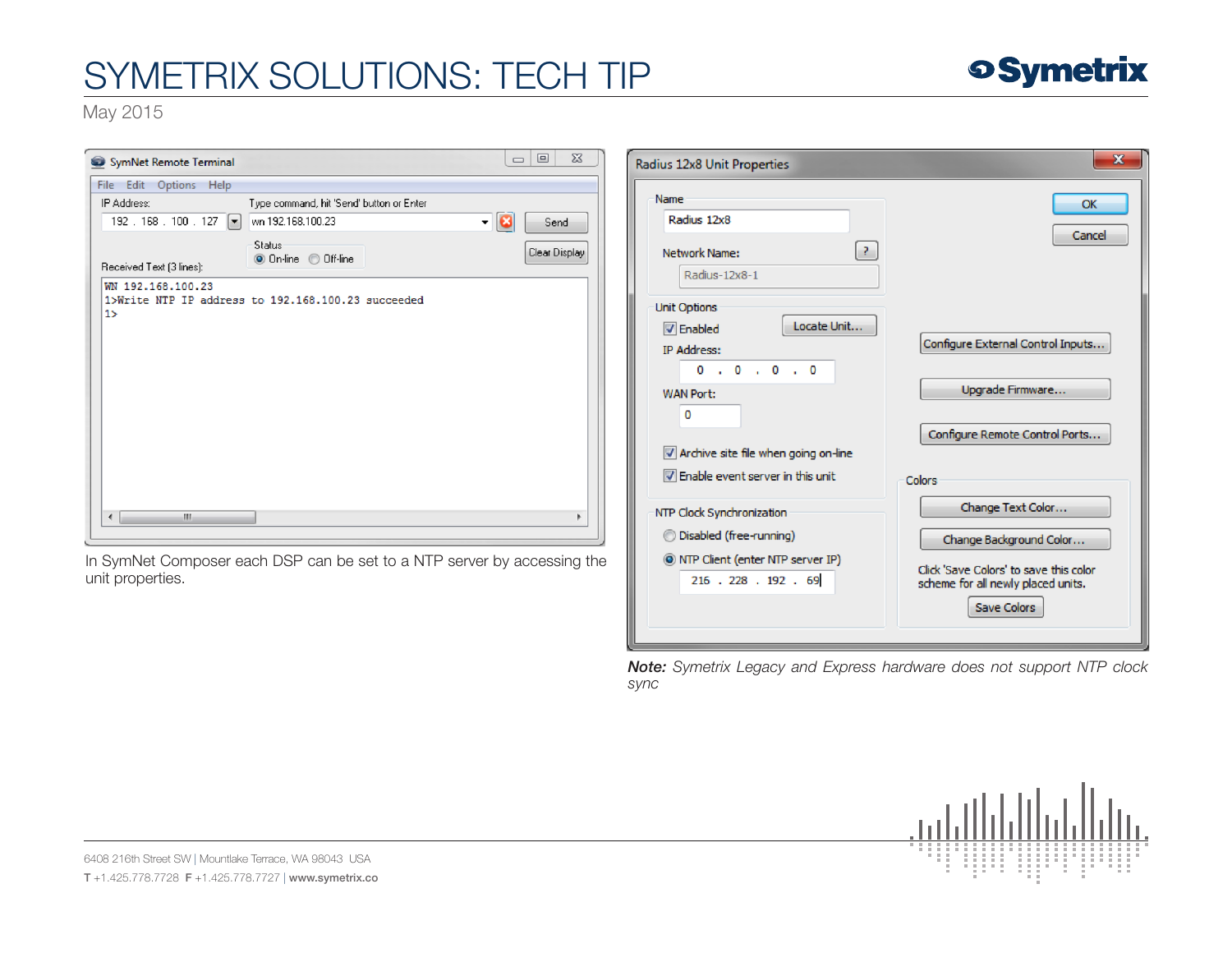# SYMETRIX SOLUTIONS: TECH TIP

May 2015

In SymNet Composer each DSP can be set to a NTP server by accessing the unit properties.

***Note:** Symetrix Legacy and Express hardware does not support NTP clock sync*

6408 216th Street SW | Mountlake Terrace, WA 98043 USA

**T** +1.425.778.7728 **F** +1.425.778.7727 | **www.symetrix.co**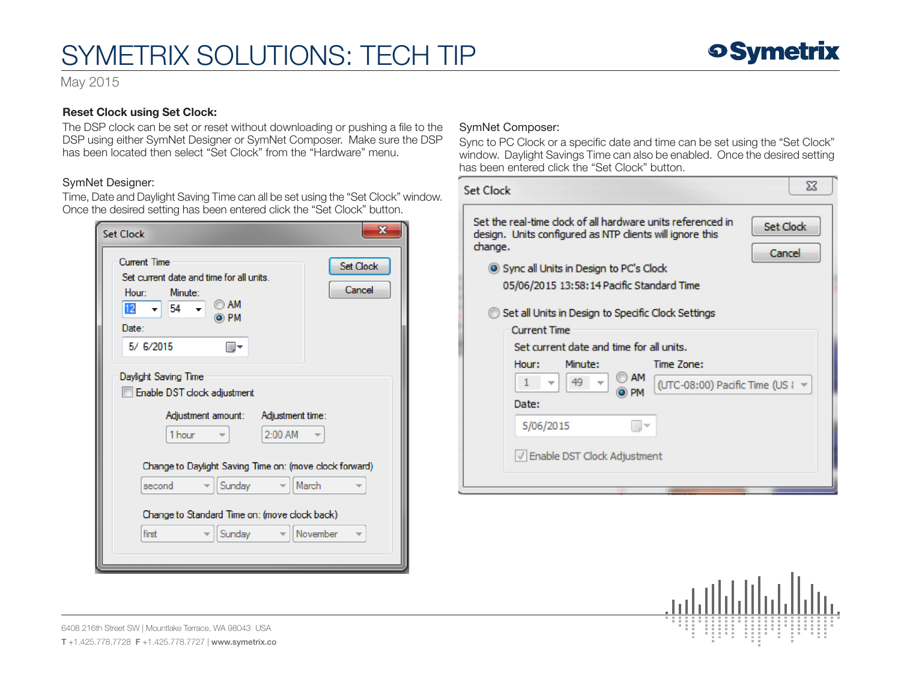# SYMETRIX SOLUTIONS: TECH TIP

May 2015

### Reset Clock using Set Clock:

The DSP clock can be set or reset without downloading or pushing a file to the DSP using either SymNet Designer or SymNet Composer. Make sure the DSP has been located then select "Set Clock" from the "Hardware" menu.

SymNet Designer:

Time, Date and Daylight Saving Time can all be set using the "Set Clock" window. Once the desired setting has been entered click the "Set Clock" button.

SymNet Composer:

Sync to PC Clock or a specific date and time can be set using the "Set Clock" window. Daylight Savings Time can also be enabled. Once the desired setting has been entered click the "Set Clock" button.

6408 216th Street SW | Mountlake Terrace, WA 98043 USA

**T** +1.425.778.7728 **F** +1.425.778.7727 | **www.symetrix.co**